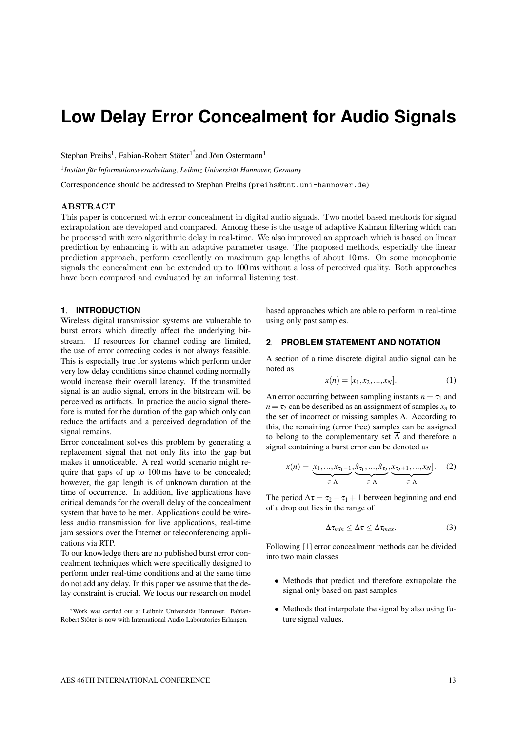# Low Delay Error Concealment for Audio Signals

Stephan Preihs[1], Fabian-Robert Stöter[1]* and Jörn Ostermann[1]

[1] *Institut für Informationsverarbeitung, Leibniz Universität Hannover, Germany*

Correspondence should be addressed to Stephan Preihs (preihs@tnt.uni-hannover.de)

## ABSTRACT

This paper is concerned with error concealment in digital audio signals. Two model based methods for signal extrapolation are developed and compared. Among these is the usage of adaptive Kalman filtering which can be processed with zero algorithmic delay in real-time. We also improved an approach which is based on linear prediction by enhancing it with an adaptive parameter usage. The proposed methods, especially the linear prediction approach, perform excellently on maximum gap lengths of about 10 ms. On some monophonic signals the concealment can be extended up to 100 ms without a loss of perceived quality. Both approaches have been compared and evaluated by an informal listening test.

## 1. INTRODUCTION

Wireless digital transmission systems are vulnerable to burst errors which directly affect the underlying bitstream. If resources for channel coding are limited, the use of error correcting codes is not always feasible. This is especially true for systems which perform under very low delay conditions since channel coding normally would increase their overall latency. If the transmitted signal is an audio signal, errors in the bitstream will be perceived as artifacts. In practice the audio signal therefore is muted for the duration of the gap which only can reduce the artifacts and a perceived degradation of the signal remains.

Error concealment solves this problem by generating a replacement signal that not only fits into the gap but makes it unnoticeable. A real world scenario might require that gaps of up to 100 ms have to be concealed; however, the gap length is of unknown duration at the time of occurrence. In addition, live applications have critical demands for the overall delay of the concealment system that have to be met. Applications could be wireless audio transmission for live applications, real-time jam sessions over the Internet or teleconferencing applications via RTP.

To our knowledge there are no published burst error concealment techniques which were specifically designed to perform under real-time conditions and at the same time do not add any delay. In this paper we assume that the delay constraint is crucial. We focus our research on model based approaches which are able to perform in real-time using only past samples.

## 2. PROBLEM STATEMENT AND NOTATION

A section of a time discrete digital audio signal can be noted as

$$x(n) = [x_1, x_2, ..., x_N]. \tag{1}$$

An error occurring between sampling instants $n = \tau_1$ and $n = \tau_2$ can be described as an assignment of samples $x_n$ to the set of incorrect or missing samples $\Lambda$. According to this, the remaining (error free) samples can be assigned to belong to the complementary set $\overline{\Lambda}$ and therefore a signal containing a burst error can be denoted as

$$x(n) = [\underbrace{x_1, ..., x_{\tau_1 - 1}}_{\in \overline{\Lambda}}, \underbrace{\hat{x}_{\tau_1}, ..., \hat{x}_{\tau_2}}_{\in \Lambda}, \underbrace{x_{\tau_2 + 1}, ..., x_N}_{\in \overline{\Lambda}}]. \tag{2}$$

The period $\Delta\tau = \tau_2 - \tau_1 + 1$ between beginning and end of a drop out lies in the range of

$$\Delta\tau_{min} \leq \Delta\tau \leq \Delta\tau_{max}. \tag{3}$$

Following [1] error concealment methods can be divided into two main classes

- Methods that predict and therefore extrapolate the signal only based on past samples
- Methods that interpolate the signal by also using future signal values.

*Work was carried out at Leibniz Universität Hannover. Fabian-Robert Stöter is now with International Audio Laboratories Erlangen.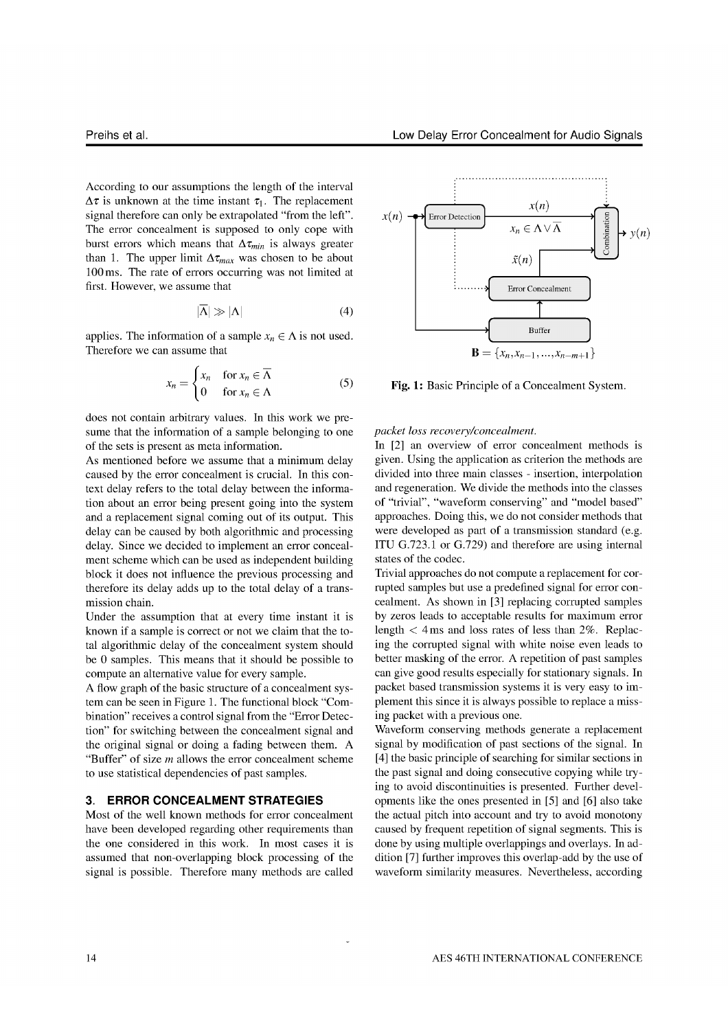According to our assumptions the length of the interval $\Delta\tau$ is unknown at the time instant $\tau_1$. The replacement signal therefore can only be extrapolated "from the left". The error concealment is supposed to only cope with burst errors which means that $\Delta\tau_{min}$ is always greater than 1. The upper limit $\Delta\tau_{max}$ was chosen to be about 100 ms. The rate of errors occurring was not limited at first. However, we assume that

$$|\overline{\Lambda}| \gg |\Lambda| \tag{4}$$

applies. The information of a sample $x_n \in \Lambda$ is not used. Therefore we can assume that

$$x_n = \begin{cases} x_n & \text{for } x_n \in \overline{\Lambda} \\ 0 & \text{for } x_n \in \Lambda \end{cases} \tag{5}$$

does not contain arbitrary values. In this work we presume that the information of a sample belonging to one of the sets is present as meta information.

As mentioned before we assume that a minimum delay caused by the error concealment is crucial. In this context delay refers to the total delay between the information about an error being present going into the system and a replacement signal coming out of its output. This delay can be caused by both algorithmic and processing delay. Since we decided to implement an error concealment scheme which can be used as independent building block it does not influence the previous processing and therefore its delay adds up to the total delay of a transmission chain.

Under the assumption that at every time instant it is known if a sample is correct or not we claim that the total algorithmic delay of the concealment system should be 0 samples. This means that it should be possible to compute an alternative value for every sample.

A flow graph of the basic structure of a concealment system can be seen in Figure 1. The functional block "Combination" receives a control signal from the "Error Detection" for switching between the concealment signal and the original signal or doing a fading between them. A "Buffer" of size $m$ allows the error concealment scheme to use statistical dependencies of past samples.

## 3. ERROR CONCEALMENT STRATEGIES

Most of the well known methods for error concealment have been developed regarding other requirements than the one considered in this work. In most cases it is assumed that non-overlapping block processing of the signal is possible. Therefore many methods are called *packet loss recovery/concealment*.

In [2] an overview of error concealment methods is given. Using the application as criterion the methods are divided into three main classes - insertion, interpolation and regeneration. We divide the methods into the classes of "trivial", "waveform conserving" and "model based" approaches. Doing this, we do not consider methods that were developed as part of a transmission standard (e.g. ITU G.723.1 or G.729) and therefore are using internal states of the codec.

Trivial approaches do not compute a replacement for corrupted samples but use a predefined signal for error concealment. As shown in [3] replacing corrupted samples by zeros leads to acceptable results for maximum error length $< 4$ ms and loss rates of less than 2%. Replacing the corrupted signal with white noise even leads to better masking of the error. A repetition of past samples can give good results especially for stationary signals. In packet based transmission systems it is very easy to implement this since it is always possible to replace a missing packet with a previous one.

Waveform conserving methods generate a replacement signal by modification of past sections of the signal. In [4] the basic principle of searching for similar sections in the past signal and doing consecutive copying while trying to avoid discontinuities is presented. Further developments like the ones presented in [5] and [6] also take the actual pitch into account and try to avoid monotony caused by frequent repetition of signal segments. This is done by using multiple overlappings and overlays. In addition [7] further improves this overlap-add by the use of waveform similarity measures. Nevertheless, according

$x(n)$ → Error Detection → $x(n)$, $x_n \in \Lambda \vee \overline{\Lambda}$ → Combination → $y(n)$; Error Concealment → $\tilde{x}(n)$; Buffer: $\mathbf{B} = \{x_n, x_{n-1}, \ldots, x_{n-m+1}\}$

**Fig. 1:** Basic Principle of a Concealment System.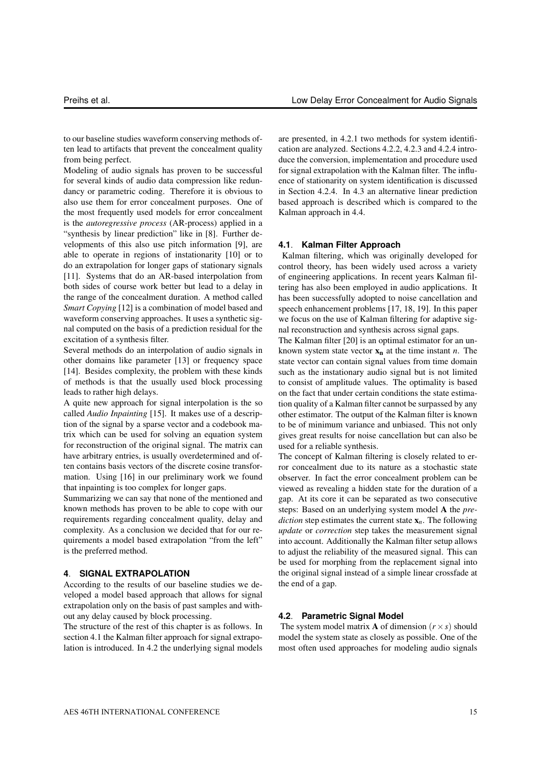to our baseline studies waveform conserving methods often lead to artifacts that prevent the concealment quality from being perfect.

Modeling of audio signals has proven to be successful for several kinds of audio data compression like redundancy or parametric coding. Therefore it is obvious to also use them for error concealment purposes. One of the most frequently used models for error concealment is the *autoregressive process* (AR-process) applied in a "synthesis by linear prediction" like in [8]. Further developments of this also use pitch information [9], are able to operate in regions of instationarity [10] or to do an extrapolation for longer gaps of stationary signals [11]. Systems that do an AR-based interpolation from both sides of course work better but lead to a delay in the range of the concealment duration. A method called *Smart Copying* [12] is a combination of model based and waveform conserving approaches. It uses a synthetic signal computed on the basis of a prediction residual for the excitation of a synthesis filter.

Several methods do an interpolation of audio signals in other domains like parameter [13] or frequency space [14]. Besides complexity, the problem with these kinds of methods is that the usually used block processing leads to rather high delays.

A quite new approach for signal interpolation is the so called *Audio Inpainting* [15]. It makes use of a description of the signal by a sparse vector and a codebook matrix which can be used for solving an equation system for reconstruction of the original signal. The matrix can have arbitrary entries, is usually overdetermined and often contains basis vectors of the discrete cosine transformation. Using [16] in our preliminary work we found that inpainting is too complex for longer gaps.

Summarizing we can say that none of the mentioned and known methods has proven to be able to cope with our requirements regarding concealment quality, delay and complexity. As a conclusion we decided that for our requirements a model based extrapolation "from the left" is the preferred method.

## 4. SIGNAL EXTRAPOLATION

According to the results of our baseline studies we developed a model based approach that allows for signal extrapolation only on the basis of past samples and without any delay caused by block processing.

The structure of the rest of this chapter is as follows. In section 4.1 the Kalman filter approach for signal extrapolation is introduced. In 4.2 the underlying signal models are presented, in 4.2.1 two methods for system identification are analyzed. Sections 4.2.2, 4.2.3 and 4.2.4 introduce the conversion, implementation and procedure used for signal extrapolation with the Kalman filter. The influence of stationarity on system identification is discussed in Section 4.2.4. In 4.3 an alternative linear prediction based approach is described which is compared to the Kalman approach in 4.4.

### 4.1. Kalman Filter Approach

Kalman filtering, which was originally developed for control theory, has been widely used across a variety of engineering applications. In recent years Kalman filtering has also been employed in audio applications. It has been successfully adopted to noise cancellation and speech enhancement problems [17, 18, 19]. In this paper we focus on the use of Kalman filtering for adaptive signal reconstruction and synthesis across signal gaps.

The Kalman filter [20] is an optimal estimator for an unknown system state vector $\mathbf{x_n}$ at the time instant $n$. The state vector can contain signal values from time domain such as the instationary audio signal but is not limited to consist of amplitude values. The optimality is based on the fact that under certain conditions the state estimation quality of a Kalman filter cannot be surpassed by any other estimator. The output of the Kalman filter is known to be of minimum variance and unbiased. This not only gives great results for noise cancellation but can also be used for a reliable synthesis.

The concept of Kalman filtering is closely related to error concealment due to its nature as a stochastic state observer. In fact the error concealment problem can be viewed as revealing a hidden state for the duration of a gap. At its core it can be separated as two consecutive steps: Based on an underlying system model $\mathbf{A}$ the *prediction* step estimates the current state $\mathbf{x}_n$. The following *update* or *correction* step takes the measurement signal into account. Additionally the Kalman filter setup allows to adjust the reliability of the measured signal. This can be used for morphing from the replacement signal into the original signal instead of a simple linear crossfade at the end of a gap.

### 4.2. Parametric Signal Model

The system model matrix $\mathbf{A}$ of dimension $(r \times s)$ should model the system state as closely as possible. One of the most often used approaches for modeling audio signals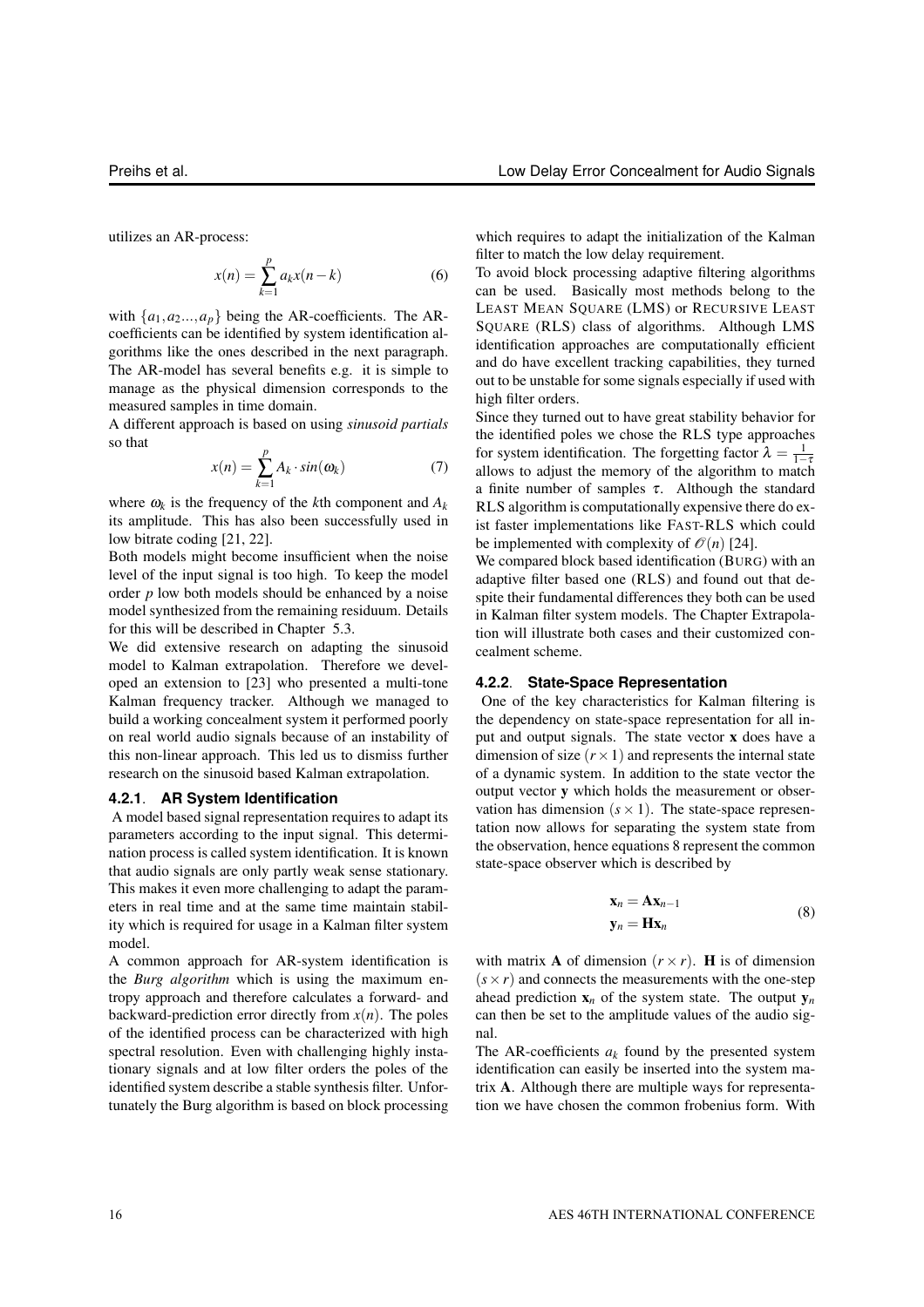utilizes an AR-process:

$$x(n) = \sum_{k=1}^{p} a_k x(n-k) \tag{6}$$

with $\{a_1, a_2 ..., a_p\}$ being the AR-coefficients. The AR-coefficients can be identified by system identification algorithms like the ones described in the next paragraph. The AR-model has several benefits e.g. it is simple to manage as the physical dimension corresponds to the measured samples in time domain.

A different approach is based on using *sinusoid partials* so that

$$x(n) = \sum_{k=1}^{p} A_k \cdot sin(\omega_k) \tag{7}$$

where $\omega_k$ is the frequency of the $k$th component and $A_k$ its amplitude. This has also been successfully used in low bitrate coding [21, 22].

Both models might become insufficient when the noise level of the input signal is too high. To keep the model order $p$ low both models should be enhanced by a noise model synthesized from the remaining residuum. Details for this will be described in Chapter 5.3.

We did extensive research on adapting the sinusoid model to Kalman extrapolation. Therefore we developed an extension to [23] who presented a multi-tone Kalman frequency tracker. Although we managed to build a working concealment system it performed poorly on real world audio signals because of an instability of this non-linear approach. This led us to dismiss further research on the sinusoid based Kalman extrapolation.

#### 4.2.1. AR System Identification

A model based signal representation requires to adapt its parameters according to the input signal. This determination process is called system identification. It is known that audio signals are only partly weak sense stationary. This makes it even more challenging to adapt the parameters in real time and at the same time maintain stability which is required for usage in a Kalman filter system model.

A common approach for AR-system identification is the *Burg algorithm* which is using the maximum entropy approach and therefore calculates a forward- and backward-prediction error directly from $x(n)$. The poles of the identified process can be characterized with high spectral resolution. Even with challenging highly instationary signals and at low filter orders the poles of the identified system describe a stable synthesis filter. Unfortunately the Burg algorithm is based on block processing which requires to adapt the initialization of the Kalman filter to match the low delay requirement.

To avoid block processing adaptive filtering algorithms can be used. Basically most methods belong to the LEAST MEAN SQUARE (LMS) or RECURSIVE LEAST SQUARE (RLS) class of algorithms. Although LMS identification approaches are computationally efficient and do have excellent tracking capabilities, they turned out to be unstable for some signals especially if used with high filter orders.

Since they turned out to have great stability behavior for the identified poles we chose the RLS type approaches for system identification. The forgetting factor $\lambda = \frac{1}{1-\tau}$ allows to adjust the memory of the algorithm to match a finite number of samples $\tau$. Although the standard RLS algorithm is computationally expensive there do exist faster implementations like FAST-RLS which could be implemented with complexity of $\mathcal{O}(n)$ [24].

We compared block based identification (BURG) with an adaptive filter based one (RLS) and found out that despite their fundamental differences they both can be used in Kalman filter system models. The Chapter Extrapolation will illustrate both cases and their customized concealment scheme.

#### 4.2.2. State-Space Representation

One of the key characteristics for Kalman filtering is the dependency on state-space representation for all input and output signals. The state vector $\mathbf{x}$ does have a dimension of size $(r \times 1)$ and represents the internal state of a dynamic system. In addition to the state vector the output vector $\mathbf{y}$ which holds the measurement or observation has dimension $(s \times 1)$. The state-space representation now allows for separating the system state from the observation, hence equations 8 represent the common state-space observer which is described by

$$\begin{aligned} \mathbf{x}_n &= \mathbf{A}\mathbf{x}_{n-1} \\ \mathbf{y}_n &= \mathbf{H}\mathbf{x}_n \end{aligned} \tag{8}$$

with matrix $\mathbf{A}$ of dimension $(r \times r)$. $\mathbf{H}$ is of dimension $(s \times r)$ and connects the measurements with the one-step ahead prediction $\mathbf{x}_n$ of the system state. The output $\mathbf{y}_n$ can then be set to the amplitude values of the audio signal.

The AR-coefficients $a_k$ found by the presented system identification can easily be inserted into the system matrix $\mathbf{A}$. Although there are multiple ways for representation we have chosen the common frobenius form. With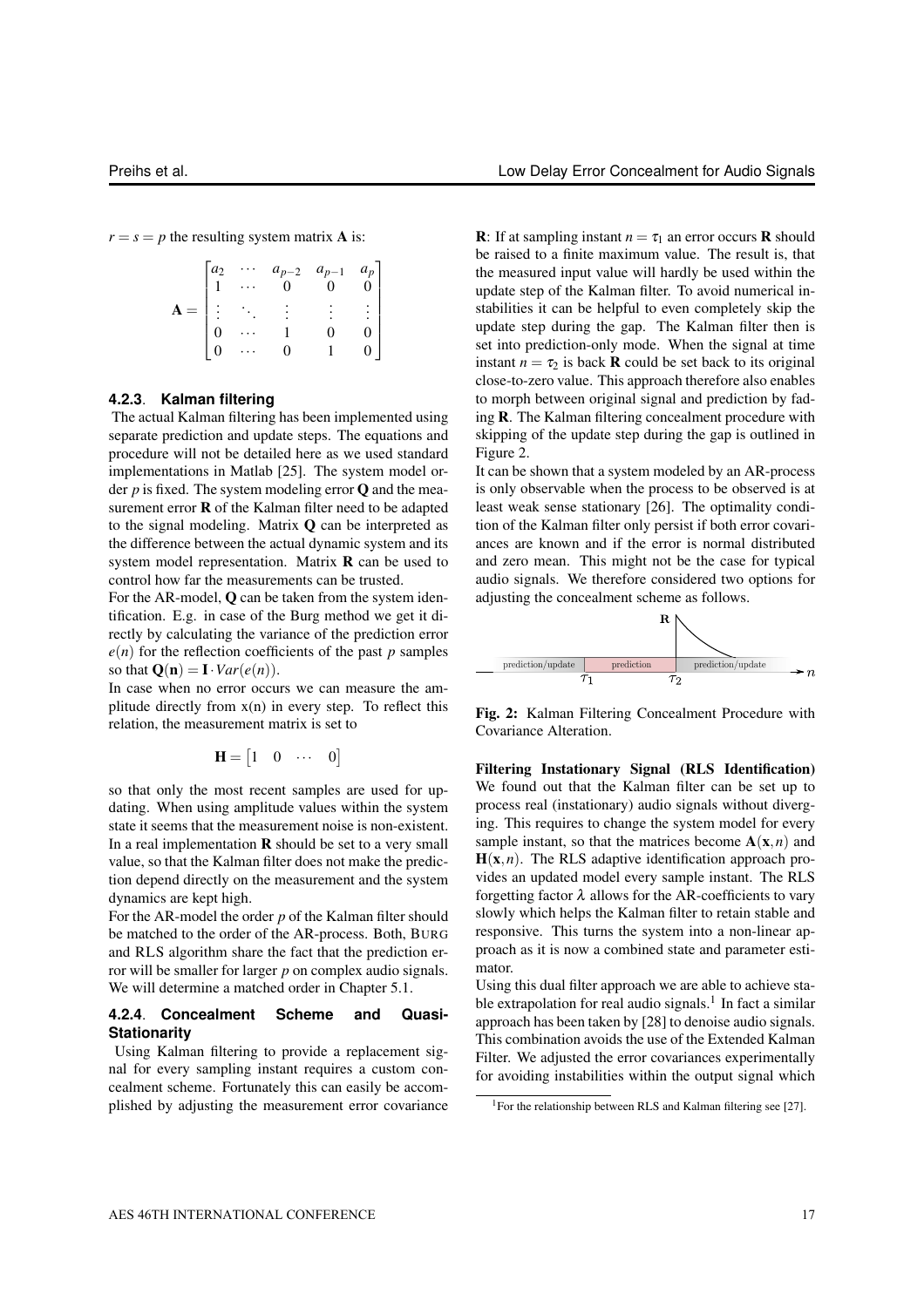$r = s = p$ the resulting system matrix $\mathbf{A}$ is:

$$\mathbf{A} = \begin{bmatrix} a_2 & \cdots & a_{p-2} & a_{p-1} & a_p \\ 1 & \cdots & 0 & 0 & 0 \\ \vdots & \ddots & \vdots & \vdots & \vdots \\ 0 & \cdots & 1 & 0 & 0 \\ 0 & \cdots & 0 & 1 & 0 \end{bmatrix}$$

### 4.2.3. Kalman filtering

The actual Kalman filtering has been implemented using separate prediction and update steps. The equations and procedure will not be detailed here as we used standard implementations in Matlab [25]. The system model order $p$ is fixed. The system modeling error $\mathbf{Q}$ and the measurement error $\mathbf{R}$ of the Kalman filter need to be adapted to the signal modeling. Matrix $\mathbf{Q}$ can be interpreted as the difference between the actual dynamic system and its system model representation. Matrix $\mathbf{R}$ can be used to control how far the measurements can be trusted.

For the AR-model, $\mathbf{Q}$ can be taken from the system identification. E.g. in case of the Burg method we get it directly by calculating the variance of the prediction error $e(n)$ for the reflection coefficients of the past $p$ samples so that $\mathbf{Q}(\mathbf{n}) = \mathbf{I} \cdot Var(e(n))$.

In case when no error occurs we can measure the amplitude directly from x(n) in every step. To reflect this relation, the measurement matrix is set to

$$\mathbf{H} = \begin{bmatrix} 1 & 0 & \cdots & 0 \end{bmatrix}$$

so that only the most recent samples are used for updating. When using amplitude values within the system state it seems that the measurement noise is non-existent. In a real implementation $\mathbf{R}$ should be set to a very small value, so that the Kalman filter does not make the prediction depend directly on the measurement and the system dynamics are kept high.

For the AR-model the order $p$ of the Kalman filter should be matched to the order of the AR-process. Both, BURG and RLS algorithm share the fact that the prediction error will be smaller for larger $p$ on complex audio signals. We will determine a matched order in Chapter 5.1.

### 4.2.4. Concealment Scheme and Quasi-Stationarity

Using Kalman filtering to provide a replacement signal for every sampling instant requires a custom concealment scheme. Fortunately this can easily be accomplished by adjusting the measurement error covariance $\mathbf{R}$: If at sampling instant $n = \tau_1$ an error occurs $\mathbf{R}$ should be raised to a finite maximum value. The result is, that the measured input value will hardly be used within the update step of the Kalman filter. To avoid numerical instabilities it can be helpful to even completely skip the update step during the gap. The Kalman filter then is set into prediction-only mode. When the signal at time instant $n = \tau_2$ is back $\mathbf{R}$ could be set back to its original close-to-zero value. This approach therefore also enables to morph between original signal and prediction by fading $\mathbf{R}$. The Kalman filtering concealment procedure with skipping of the update step during the gap is outlined in Figure 2.

It can be shown that a system modeled by an AR-process is only observable when the process to be observed is at least weak sense stationary [26]. The optimality condition of the Kalman filter only persist if both error covariances are known and if the error is normal distributed and zero mean. This might not be the case for typical audio signals. We therefore considered two options for adjusting the concealment scheme as follows.

**Fig. 2:** Kalman Filtering Concealment Procedure with Covariance Alteration.

**Filtering Instationary Signal (RLS Identification)** We found out that the Kalman filter can be set up to process real (instationary) audio signals without diverging. This requires to change the system model for every sample instant, so that the matrices become $\mathbf{A}(\mathbf{x}, n)$ and $\mathbf{H}(\mathbf{x}, n)$. The RLS adaptive identification approach provides an updated model every sample instant. The RLS forgetting factor $\lambda$ allows for the AR-coefficients to vary slowly which helps the Kalman filter to retain stable and responsive. This turns the system into a non-linear approach as it is now a combined state and parameter estimator.

Using this dual filter approach we are able to achieve stable extrapolation for real audio signals.[1] In fact a similar approach has been taken by [28] to denoise audio signals. This combination avoids the use of the Extended Kalman Filter. We adjusted the error covariances experimentally for avoiding instabilities within the output signal which

[1] For the relationship between RLS and Kalman filtering see [27].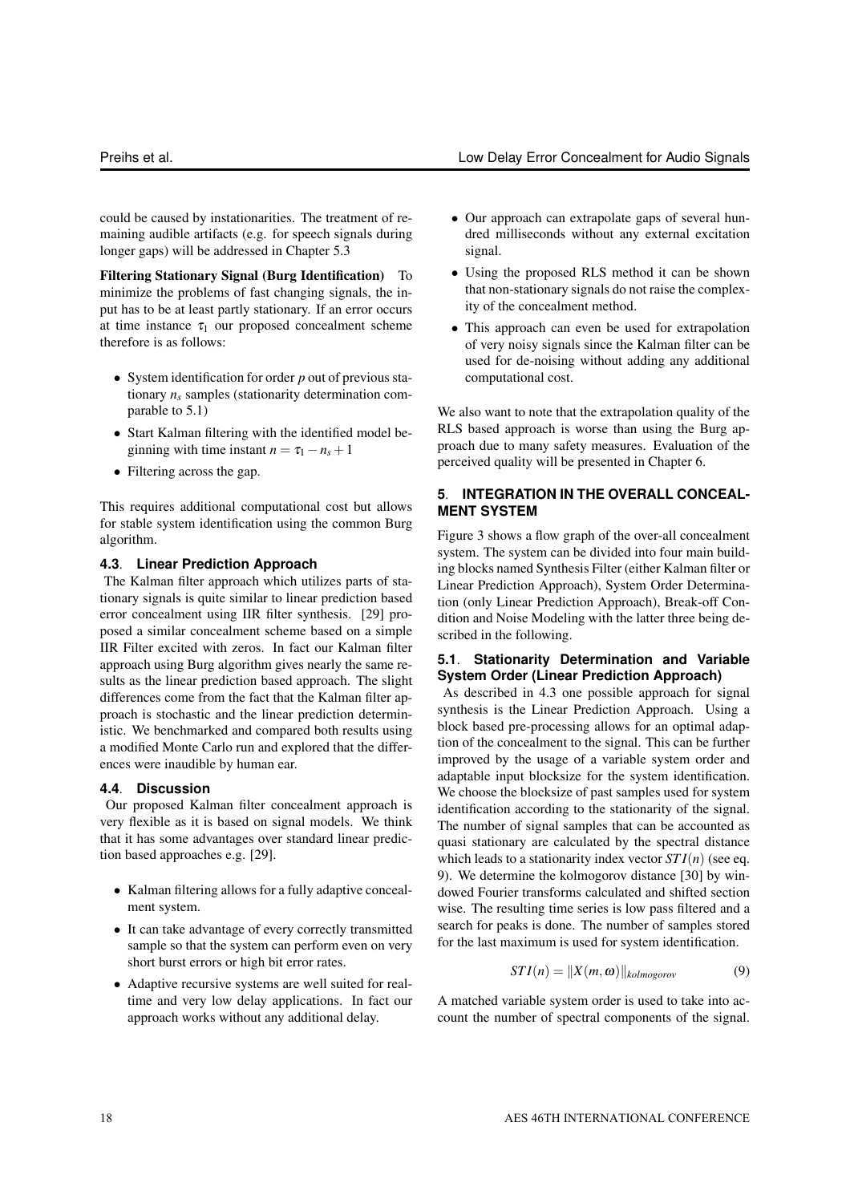could be caused by instationarities. The treatment of remaining audible artifacts (e.g. for speech signals during longer gaps) will be addressed in Chapter 5.3

**Filtering Stationary Signal (Burg Identification)** To minimize the problems of fast changing signals, the input has to be at least partly stationary. If an error occurs at time instance $\tau_1$ our proposed concealment scheme therefore is as follows:

- System identification for order $p$ out of previous stationary $n_s$ samples (stationarity determination comparable to 5.1)
- Start Kalman filtering with the identified model beginning with time instant $n = \tau_1 - n_s + 1$
- Filtering across the gap.

This requires additional computational cost but allows for stable system identification using the common Burg algorithm.

### 4.3. Linear Prediction Approach

The Kalman filter approach which utilizes parts of stationary signals is quite similar to linear prediction based error concealment using IIR filter synthesis. [29] proposed a similar concealment scheme based on a simple IIR Filter excited with zeros. In fact our Kalman filter approach using Burg algorithm gives nearly the same results as the linear prediction based approach. The slight differences come from the fact that the Kalman filter approach is stochastic and the linear prediction deterministic. We benchmarked and compared both results using a modified Monte Carlo run and explored that the differences were inaudible by human ear.

### 4.4. Discussion

Our proposed Kalman filter concealment approach is very flexible as it is based on signal models. We think that it has some advantages over standard linear prediction based approaches e.g. [29].

- Kalman filtering allows for a fully adaptive concealment system.
- It can take advantage of every correctly transmitted sample so that the system can perform even on very short burst errors or high bit error rates.
- Adaptive recursive systems are well suited for realtime and very low delay applications. In fact our approach works without any additional delay.
- Our approach can extrapolate gaps of several hundred milliseconds without any external excitation signal.
- Using the proposed RLS method it can be shown that non-stationary signals do not raise the complexity of the concealment method.
- This approach can even be used for extrapolation of very noisy signals since the Kalman filter can be used for de-noising without adding any additional computational cost.

We also want to note that the extrapolation quality of the RLS based approach is worse than using the Burg approach due to many safety measures. Evaluation of the perceived quality will be presented in Chapter 6.

## 5. INTEGRATION IN THE OVERALL CONCEALMENT SYSTEM

Figure 3 shows a flow graph of the over-all concealment system. The system can be divided into four main building blocks named Synthesis Filter (either Kalman filter or Linear Prediction Approach), System Order Determination (only Linear Prediction Approach), Break-off Condition and Noise Modeling with the latter three being described in the following.

### 5.1. Stationarity Determination and Variable System Order (Linear Prediction Approach)

As described in 4.3 one possible approach for signal synthesis is the Linear Prediction Approach. Using a block based pre-processing allows for an optimal adaptation of the concealment to the signal. This can be further improved by the usage of a variable system order and adaptable input blocksize for the system identification. We choose the blocksize of past samples used for system identification according to the stationarity of the signal. The number of signal samples that can be accounted as quasi stationary are calculated by the spectral distance which leads to a stationarity index vector $STI(n)$ (see eq. 9). We determine the kolmogorov distance [30] by windowed Fourier transforms calculated and shifted section wise. The resulting time series is low pass filtered and a search for peaks is done. The number of samples stored for the last maximum is used for system identification.

$$STI(n) = \|X(m, \omega)\|_{kolmogorov} \tag{9}$$

A matched variable system order is used to take into account the number of spectral components of the signal.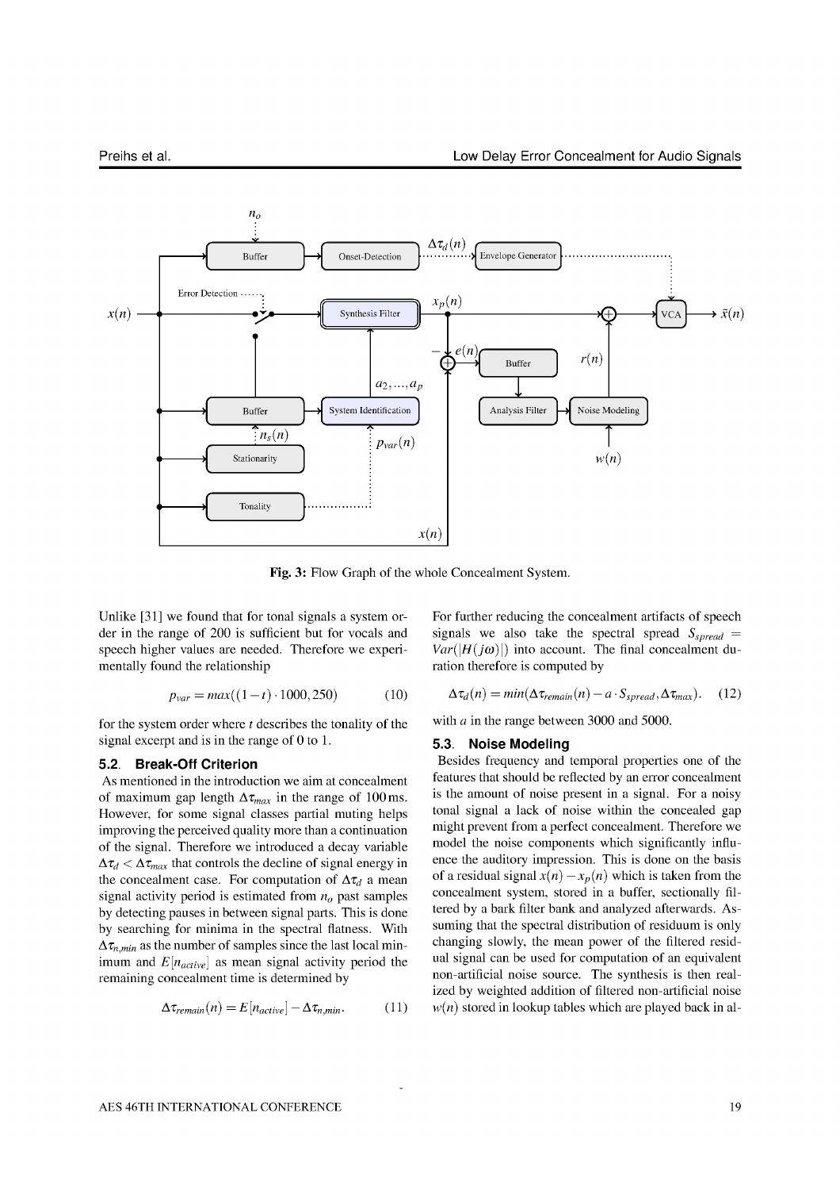Fig. 3: Flow Graph of the whole Concealment System.

Unlike [31] we found that for tonal signals a system order in the range of 200 is sufficient but for vocals and speech higher values are needed. Therefore we experimentally found the relationship

$$p_{var} = max((1-t)\cdot 1000, 250) \tag{10}$$

for the system order where $t$ describes the tonality of the signal excerpt and is in the range of 0 to 1.

### 5.2. Break-Off Criterion

As mentioned in the introduction we aim at concealment of maximum gap length $\Delta\tau_{max}$ in the range of 100 ms. However, for some signal classes partial muting helps improving the perceived quality more than a continuation of the signal. Therefore we introduced a decay variable $\Delta\tau_d < \Delta\tau_{max}$ that controls the decline of signal energy in the concealment case. For computation of $\Delta\tau_d$ a mean signal activity period is estimated from $n_o$ past samples by detecting pauses in between signal parts. This is done by searching for minima in the spectral flatness. With $\Delta\tau_{n,min}$ as the number of samples since the last local minimum and $E[n_{active}]$ as mean signal activity period the remaining concealment time is determined by

$$\Delta\tau_{remain}(n) = E[n_{active}] - \Delta\tau_{n,min}. \tag{11}$$

For further reducing the concealment artifacts of speech signals we also take the spectral spread $S_{spread} = Var(|H(j\omega)|)$ into account. The final concealment duration therefore is computed by

$$\Delta\tau_d(n) = min(\Delta\tau_{remain}(n) - a\cdot S_{spread}, \Delta\tau_{max}). \tag{12}$$

with $a$ in the range between 3000 and 5000.

### 5.3. Noise Modeling

Besides frequency and temporal properties one of the features that should be reflected by an error concealment is the amount of noise present in a signal. For a noisy tonal signal a lack of noise within the concealed gap might prevent from a perfect concealment. Therefore we model the noise components which significantly influence the auditory impression. This is done on the basis of a residual signal $x(n) - x_p(n)$ which is taken from the concealment system, stored in a buffer, sectionally filtered by a bark filter bank and analyzed afterwards. Assuming that the spectral distribution of residuum is only changing slowly, the mean power of the filtered residual signal can be used for computation of an equivalent non-artificial noise source. The synthesis is then realized by weighted addition of filtered non-artificial noise $w(n)$ stored in lookup tables which are played back in al-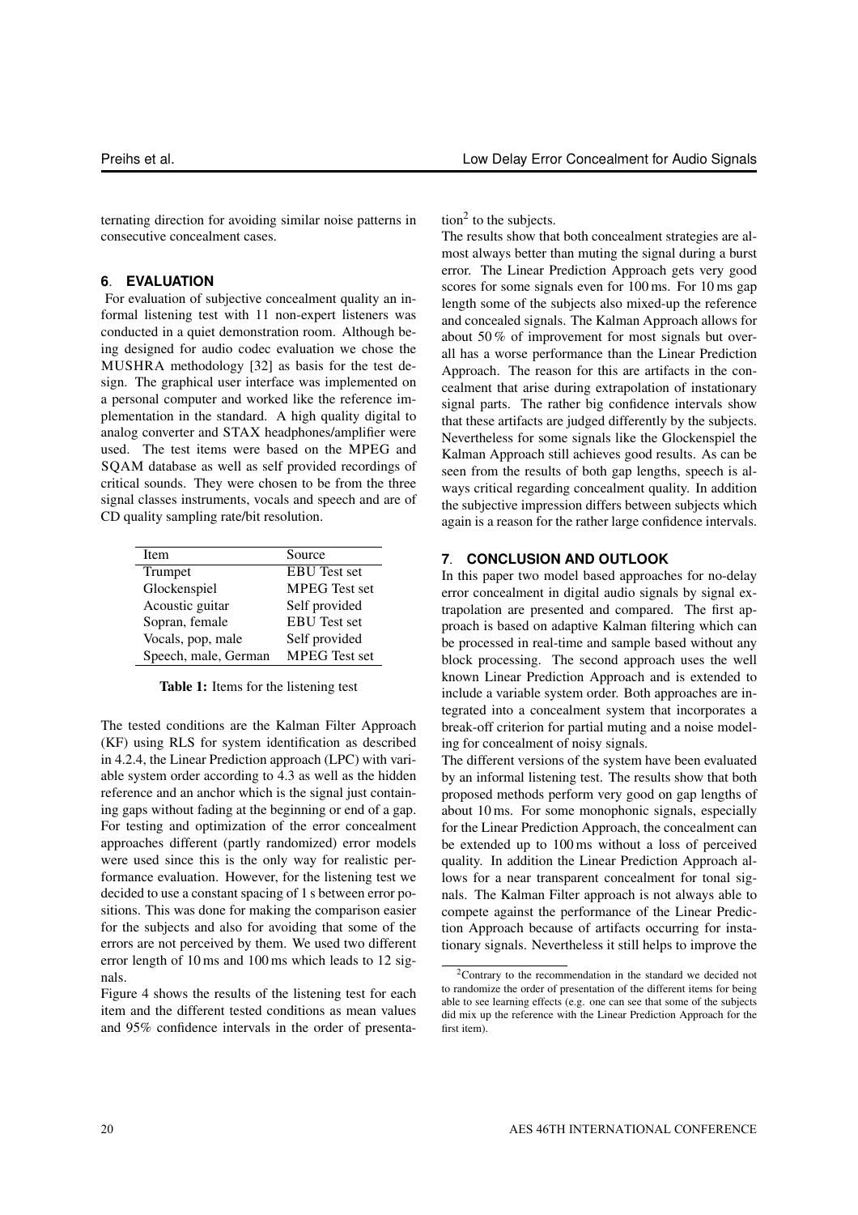ternating direction for avoiding similar noise patterns in consecutive concealment cases.

## 6. EVALUATION

For evaluation of subjective concealment quality an informal listening test with 11 non-expert listeners was conducted in a quiet demonstration room. Although being designed for audio codec evaluation we chose the MUSHRA methodology [32] as basis for the test design. The graphical user interface was implemented on a personal computer and worked like the reference implementation in the standard. A high quality digital to analog converter and STAX headphones/amplifier were used. The test items were based on the MPEG and SQAM database as well as self provided recordings of critical sounds. They were chosen to be from the three signal classes instruments, vocals and speech and are of CD quality sampling rate/bit resolution.

| Item | Source |
|---|---|
| Trumpet | EBU Test set |
| Glockenspiel | MPEG Test set |
| Acoustic guitar | Self provided |
| Sopran, female | EBU Test set |
| Vocals, pop, male | Self provided |
| Speech, male, German | MPEG Test set |

**Table 1:** Items for the listening test

The tested conditions are the Kalman Filter Approach (KF) using RLS for system identification as described in 4.2.4, the Linear Prediction approach (LPC) with variable system order according to 4.3 as well as the hidden reference and an anchor which is the signal just containing gaps without fading at the beginning or end of a gap. For testing and optimization of the error concealment approaches different (partly randomized) error models were used since this is the only way for realistic performance evaluation. However, for the listening test we decided to use a constant spacing of 1 s between error positions. This was done for making the comparison easier for the subjects and also for avoiding that some of the errors are not perceived by them. We used two different error length of 10 ms and 100 ms which leads to 12 signals.

Figure 4 shows the results of the listening test for each item and the different tested conditions as mean values and 95% confidence intervals in the order of presentation[2] to the subjects.

The results show that both concealment strategies are almost always better than muting the signal during a burst error. The Linear Prediction Approach gets very good scores for some signals even for 100 ms. For 10 ms gap length some of the subjects also mixed-up the reference and concealed signals. The Kalman Approach allows for about 50 % of improvement for most signals but overall has a worse performance than the Linear Prediction Approach. The reason for this are artifacts in the concealment that arise during extrapolation of instationary signal parts. The rather big confidence intervals show that these artifacts are judged differently by the subjects. Nevertheless for some signals like the Glockenspiel the Kalman Approach still achieves good results. As can be seen from the results of both gap lengths, speech is always critical regarding concealment quality. In addition the subjective impression differs between subjects which again is a reason for the rather large confidence intervals.

## 7. CONCLUSION AND OUTLOOK

In this paper two model based approaches for no-delay error concealment in digital audio signals by signal extrapolation are presented and compared. The first approach is based on adaptive Kalman filtering which can be processed in real-time and sample based without any block processing. The second approach uses the well known Linear Prediction Approach and is extended to include a variable system order. Both approaches are integrated into a concealment system that incorporates a break-off criterion for partial muting and a noise modeling for concealment of noisy signals.

The different versions of the system have been evaluated by an informal listening test. The results show that both proposed methods perform very good on gap lengths of about 10 ms. For some monophonic signals, especially for the Linear Prediction Approach, the concealment can be extended up to 100 ms without a loss of perceived quality. In addition the Linear Prediction Approach allows for a near transparent concealment for tonal signals. The Kalman Filter approach is not always able to compete against the performance of the Linear Prediction Approach because of artifacts occurring for instationary signals. Nevertheless it still helps to improve the

[2] Contrary to the recommendation in the standard we decided not to randomize the order of presentation of the different items for being able to see learning effects (e.g. one can see that some of the subjects did mix up the reference with the Linear Prediction Approach for the first item).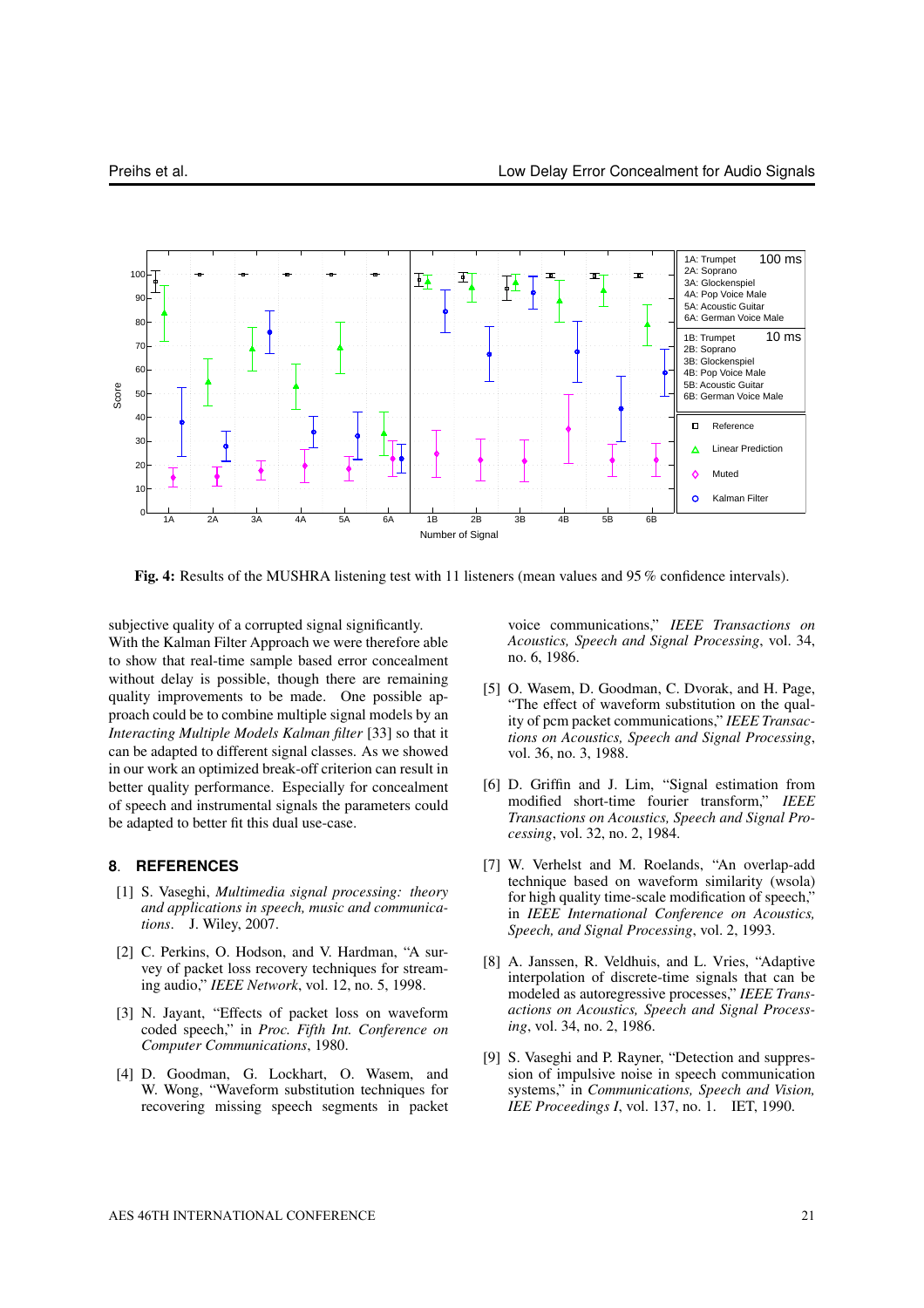**Fig. 4:** Results of the MUSHRA listening test with 11 listeners (mean values and 95 % confidence intervals).

subjective quality of a corrupted signal significantly. With the Kalman Filter Approach we were therefore able to show that real-time sample based error concealment without delay is possible, though there are remaining quality improvements to be made. One possible approach could be to combine multiple signal models by an *Interacting Multiple Models Kalman filter* [33] so that it can be adapted to different signal classes. As we showed in our work an optimized break-off criterion can result in better quality performance. Especially for concealment of speech and instrumental signals the parameters could be adapted to better fit this dual use-case.

## 8. REFERENCES

[1] S. Vaseghi, *Multimedia signal processing: theory and applications in speech, music and communications*. J. Wiley, 2007.

[2] C. Perkins, O. Hodson, and V. Hardman, "A survey of packet loss recovery techniques for streaming audio," *IEEE Network*, vol. 12, no. 5, 1998.

[3] N. Jayant, "Effects of packet loss on waveform coded speech," in *Proc. Fifth Int. Conference on Computer Communications*, 1980.

[4] D. Goodman, G. Lockhart, O. Wasem, and W. Wong, "Waveform substitution techniques for recovering missing speech segments in packet voice communications," *IEEE Transactions on Acoustics, Speech and Signal Processing*, vol. 34, no. 6, 1986.

[5] O. Wasem, D. Goodman, C. Dvorak, and H. Page, "The effect of waveform substitution on the quality of pcm packet communications," *IEEE Transactions on Acoustics, Speech and Signal Processing*, vol. 36, no. 3, 1988.

[6] D. Griffin and J. Lim, "Signal estimation from modified short-time fourier transform," *IEEE Transactions on Acoustics, Speech and Signal Processing*, vol. 32, no. 2, 1984.

[7] W. Verhelst and M. Roelands, "An overlap-add technique based on waveform similarity (wsola) for high quality time-scale modification of speech," in *IEEE International Conference on Acoustics, Speech, and Signal Processing*, vol. 2, 1993.

[8] A. Janssen, R. Veldhuis, and L. Vries, "Adaptive interpolation of discrete-time signals that can be modeled as autoregressive processes," *IEEE Transactions on Acoustics, Speech and Signal Processing*, vol. 34, no. 2, 1986.

[9] S. Vaseghi and P. Rayner, "Detection and suppression of impulsive noise in speech communication systems," in *Communications, Speech and Vision, IEE Proceedings I*, vol. 137, no. 1. IET, 1990.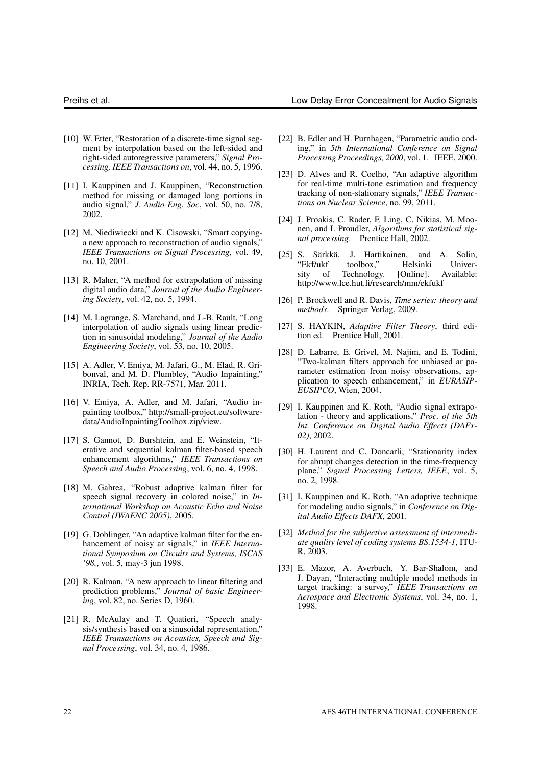[10] W. Etter, "Restoration of a discrete-time signal segment by interpolation based on the left-sided and right-sided autoregressive parameters," *Signal Processing, IEEE Transactions on*, vol. 44, no. 5, 1996.

[11] I. Kauppinen and J. Kauppinen, "Reconstruction method for missing or damaged long portions in audio signal," *J. Audio Eng. Soc*, vol. 50, no. 7/8, 2002.

[12] M. Niediwiecki and K. Cisowski, "Smart copying-a new approach to reconstruction of audio signals," *IEEE Transactions on Signal Processing*, vol. 49, no. 10, 2001.

[13] R. Maher, "A method for extrapolation of missing digital audio data," *Journal of the Audio Engineering Society*, vol. 42, no. 5, 1994.

[14] M. Lagrange, S. Marchand, and J.-B. Rault, "Long interpolation of audio signals using linear prediction in sinusoidal modeling," *Journal of the Audio Engineering Society*, vol. 53, no. 10, 2005.

[15] A. Adler, V. Emiya, M. Jafari, G., M. Elad, R. Gribonval, and M. D. Plumbley, "Audio Inpainting," INRIA, Tech. Rep. RR-7571, Mar. 2011.

[16] V. Emiya, A. Adler, and M. Jafari, "Audio inpainting toolbox," http://small-project.eu/software-data/AudioInpaintingToolbox.zip/view.

[17] S. Gannot, D. Burshtein, and E. Weinstein, "Iterative and sequential kalman filter-based speech enhancement algorithms," *IEEE Transactions on Speech and Audio Processing*, vol. 6, no. 4, 1998.

[18] M. Gabrea, "Robust adaptive kalman filter for speech signal recovery in colored noise," in *International Workshop on Acoustic Echo and Noise Control (IWAENC 2005)*, 2005.

[19] G. Doblinger, "An adaptive kalman filter for the enhancement of noisy ar signals," in *IEEE International Symposium on Circuits and Systems, ISCAS '98.*, vol. 5, may-3 jun 1998.

[20] R. Kalman, "A new approach to linear filtering and prediction problems," *Journal of basic Engineering*, vol. 82, no. Series D, 1960.

[21] R. McAulay and T. Quatieri, "Speech analysis/synthesis based on a sinusoidal representation," *IEEE Transactions on Acoustics, Speech and Signal Processing*, vol. 34, no. 4, 1986.

[22] B. Edler and H. Purnhagen, "Parametric audio coding," in *5th International Conference on Signal Processing Proceedings, 2000*, vol. 1. IEEE, 2000.

[23] D. Alves and R. Coelho, "An adaptive algorithm for real-time multi-tone estimation and frequency tracking of non-stationary signals," *IEEE Transactions on Nuclear Science*, no. 99, 2011.

[24] J. Proakis, C. Rader, F. Ling, C. Nikias, M. Moonen, and I. Proudler, *Algorithms for statistical signal processing*. Prentice Hall, 2002.

[25] S. Särkkä, J. Hartikainen, and A. Solin, "Ekf/ukf toolbox," Helsinki University of Technology. [Online]. Available: http://www.lce.hut.fi/research/mm/ekfukf

[26] P. Brockwell and R. Davis, *Time series: theory and methods*. Springer Verlag, 2009.

[27] S. HAYKIN, *Adaptive Filter Theory*, third edition ed. Prentice Hall, 2001.

[28] D. Labarre, E. Grivel, M. Najim, and E. Todini, "Two-kalman filters approach for unbiased ar parameter estimation from noisy observations, application to speech enhancement," in *EURASIP-EUSIPCO*, Wien, 2004.

[29] I. Kauppinen and K. Roth, "Audio signal extrapolation - theory and applications," *Proc. of the 5th Int. Conference on Digital Audio Effects (DAFx-02)*, 2002.

[30] H. Laurent and C. Doncarli, "Stationarity index for abrupt changes detection in the time-frequency plane," *Signal Processing Letters, IEEE*, vol. 5, no. 2, 1998.

[31] I. Kauppinen and K. Roth, "An adaptive technique for modeling audio signals," in *Conference on Digital Audio Effects DAFX*, 2001.

[32] *Method for the subjective assessment of intermediate quality level of coding systems BS.1534-1*, ITU-R, 2003.

[33] E. Mazor, A. Averbuch, Y. Bar-Shalom, and J. Dayan, "Interacting multiple model methods in target tracking: a survey," *IEEE Transactions on Aerospace and Electronic Systems*, vol. 34, no. 1, 1998.